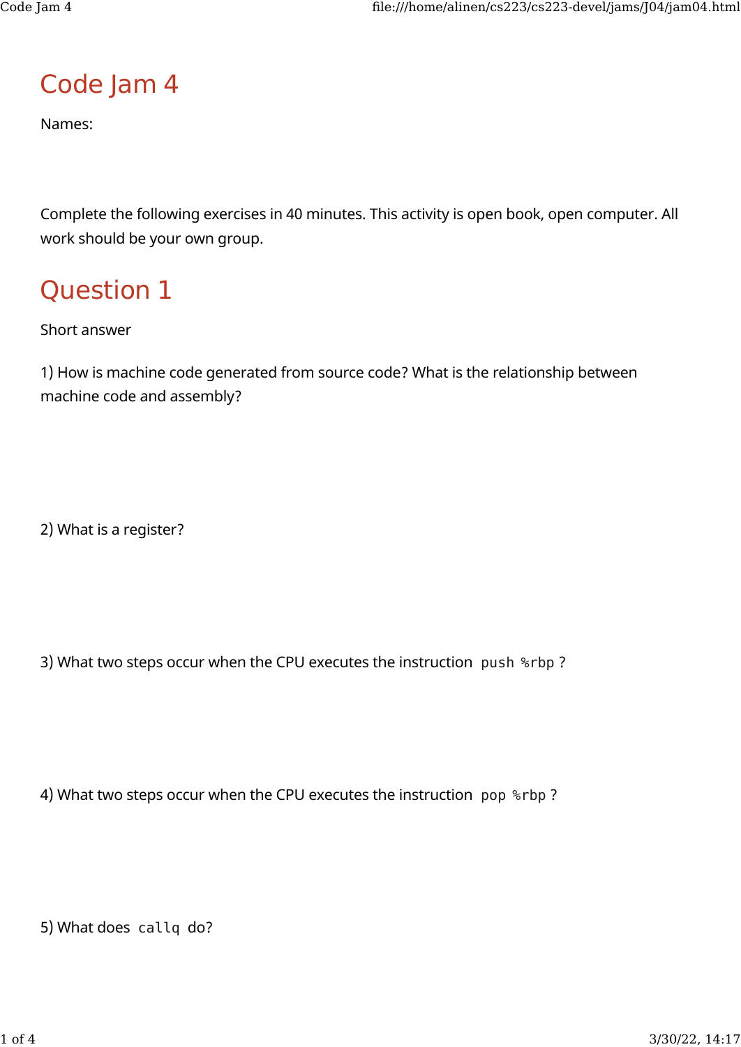# Code Jam 4

Names:

Complete the following exercises in 40 minutes. This activity is open book, open computer. All work should be your own group.

# Question 1

Short answer

1) How is machine code generated from source code? What is the relationship between machine code and assembly?

2) What is a register?

3) What two steps occur when the CPU executes the instruction `push %rbp` ?

4) What two steps occur when the CPU executes the instruction `pop %rbp` ?

5) What does `callq` do?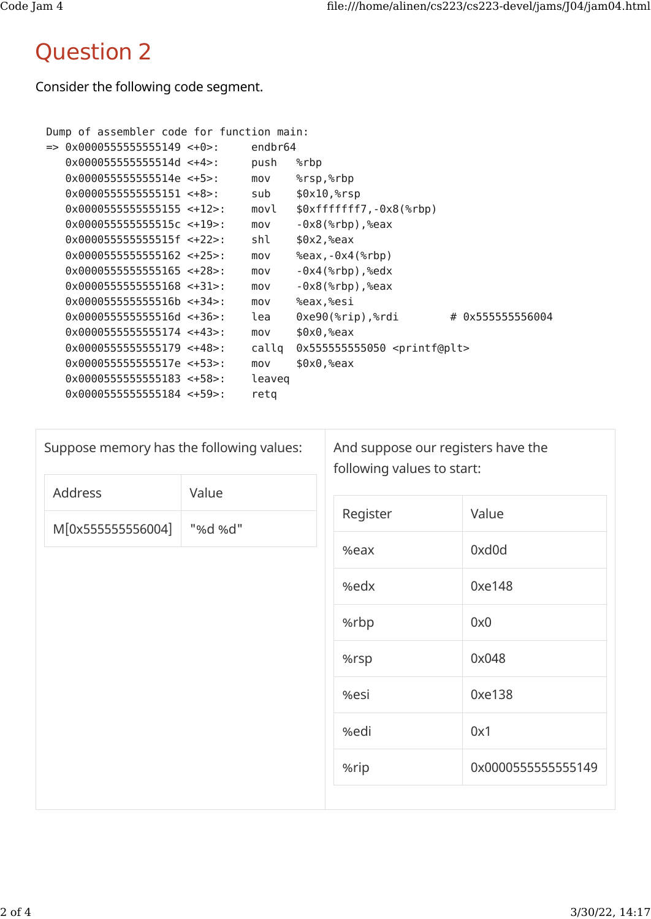# Question 2

Consider the following code segment.

```
Dump of assembler code for function main:
=> 0x0000555555555149 <+0>:     endbr64
   0x000055555555514d <+4>:     push   %rbp
   0x000055555555514e <+5>:     mov    %rsp,%rbp
   0x0000555555555151 <+8>:     sub    $0x10,%rsp
   0x0000555555555155 <+12>:    movl   $0xfffffff7,-0x8(%rbp)
   0x000055555555515c <+19>:    mov    -0x8(%rbp),%eax
   0x000055555555515f <+22>:    shl    $0x2,%eax
   0x0000555555555162 <+25>:    mov    %eax,-0x4(%rbp)
   0x0000555555555165 <+28>:    mov    -0x4(%rbp),%edx
   0x0000555555555168 <+31>:    mov    -0x8(%rbp),%eax
   0x000055555555516b <+34>:    mov    %eax,%esi
   0x000055555555516d <+36>:    lea    0xe90(%rip),%rdi        # 0x555555556004
   0x0000555555555174 <+43>:    mov    $0x0,%eax
   0x0000555555555179 <+48>:    callq  0x555555555050 <printf@plt>
   0x000055555555517e <+53>:    mov    $0x0,%eax
   0x0000555555555183 <+58>:    leaveq
   0x0000555555555184 <+59>:    retq
```

Suppose memory has the following values:

| Address | Value |
|---|---|
| M[0x555555556004] | "%d %d" |

And suppose our registers have the following values to start:

| Register | Value |
|---|---|
| %eax | 0xd0d |
| %edx | 0xe148 |
| %rbp | 0x0 |
| %rsp | 0x048 |
| %esi | 0xe138 |
| %edi | 0x1 |
| %rip | 0x0000555555555149 |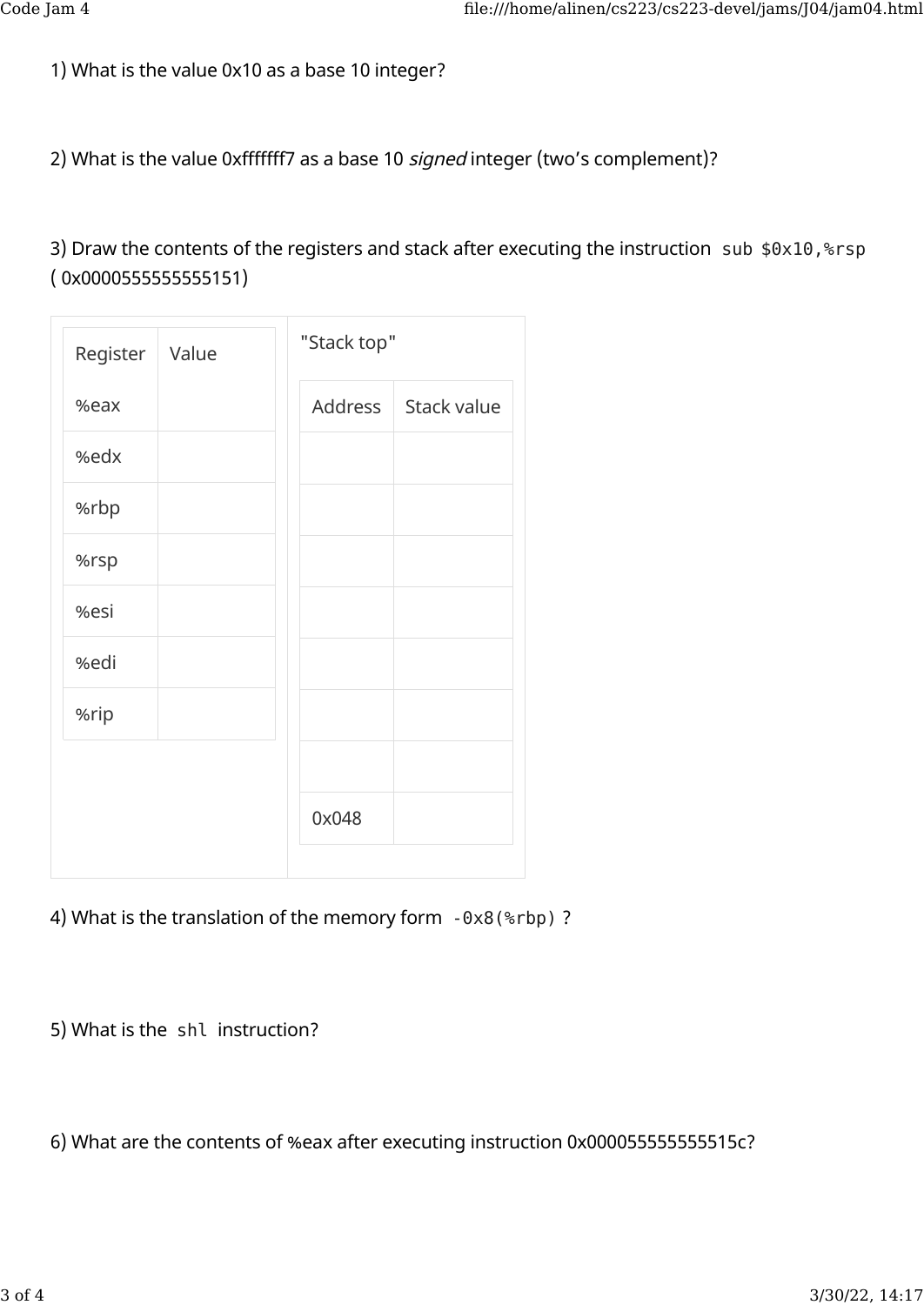1) What is the value 0x10 as a base 10 integer?

2) What is the value 0xfffffff7 as a base 10 *signed* integer (two's complement)?

3) Draw the contents of the registers and stack after executing the instruction `sub $0x10,%rsp` ( 0x0000555555555151)

| Register | Value |
|---|---|
| %eax | |
| %edx | |
| %rbp | |
| %rsp | |
| %esi | |
| %edi | |
| %rip | |

"Stack top"

| Address | Stack value |
|---|---|
| | |
| | |
| | |
| | |
| | |
| | |
| | |
| 0x048 | |

4) What is the translation of the memory form `-0x8(%rbp)` ?

5) What is the `shl` instruction?

6) What are the contents of %eax after executing instruction 0x000055555555515c?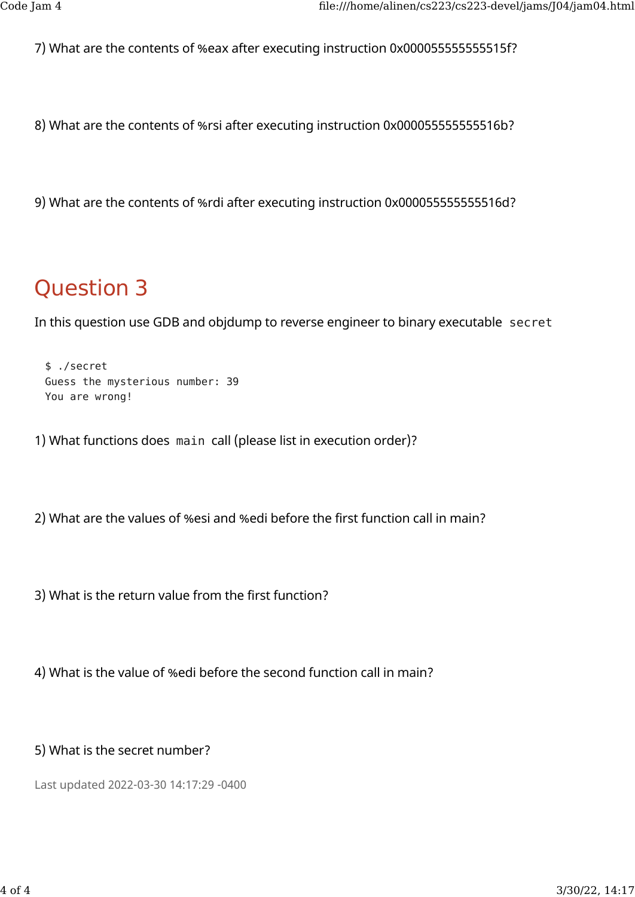7) What are the contents of %eax after executing instruction 0x000055555555515f?

8) What are the contents of %rsi after executing instruction 0x000055555555516b?

9) What are the contents of %rdi after executing instruction 0x000055555555516d?

## Question 3

In this question use GDB and objdump to reverse engineer to binary executable `secret`

```
$ ./secret
Guess the mysterious number: 39
You are wrong!
```

1) What functions does `main` call (please list in execution order)?

2) What are the values of %esi and %edi before the first function call in main?

3) What is the return value from the first function?

4) What is the value of %edi before the second function call in main?

5) What is the secret number?

Last updated 2022-03-30 14:17:29 -0400